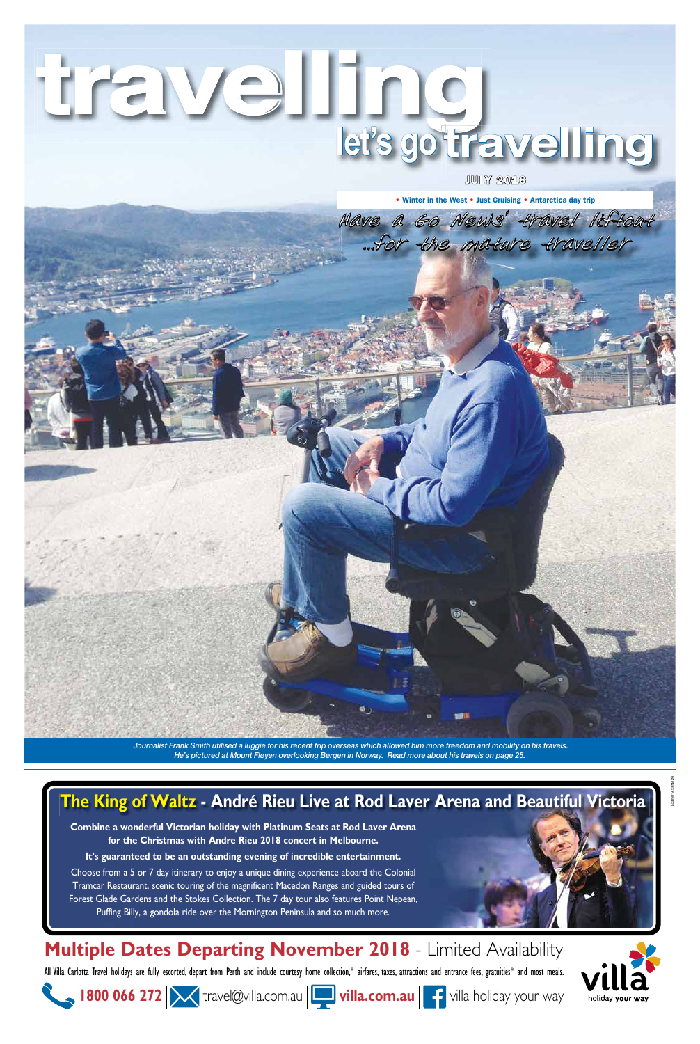# travelling

## let's go travelling

JULY 2018

• Winter in the West • Just Cruising • Antarctica day trip

*Have a Go News' travel liftout ...for the mature traveller*

*Journalist Frank Smith utilised a luggie for his recent trip overseas which allowed him more freedom and mobility on his travels. He's pictured at Mount Fløyen overlooking Bergen in Norway. Read more about his travels on page 25.*

## The King of Waltz - André Rieu Live at Rod Laver Arena and Beautiful Victoria

**Combine a wonderful Victorian holiday with Platinum Seats at Rod Laver Arena for the Christmas with Andre Rieu 2018 concert in Melbourne.**

**It's guaranteed to be an outstanding evening of incredible entertainment.**

Choose from a 5 or 7 day itinerary to enjoy a unique dining experience aboard the Colonial Tramcar Restaurant, scenic touring of the magnificent Macedon Ranges and guided tours of Forest Glade Gardens and the Stokes Collection. The 7 day tour also features Point Nepean, Puffing Billy, a gondola ride over the Mornington Peninsula and so much more.

## Multiple Dates Departing November 2018 - Limited Availability

All Villa Carlotta Travel holidays are fully escorted, depart from Perth and include courtesy home collection,* airfares, taxes, attractions and entrance fees, gratuities* and most meals.

1800 066 272 | travel@villa.com.au | villa.com.au | villa holiday your way

villa holiday your way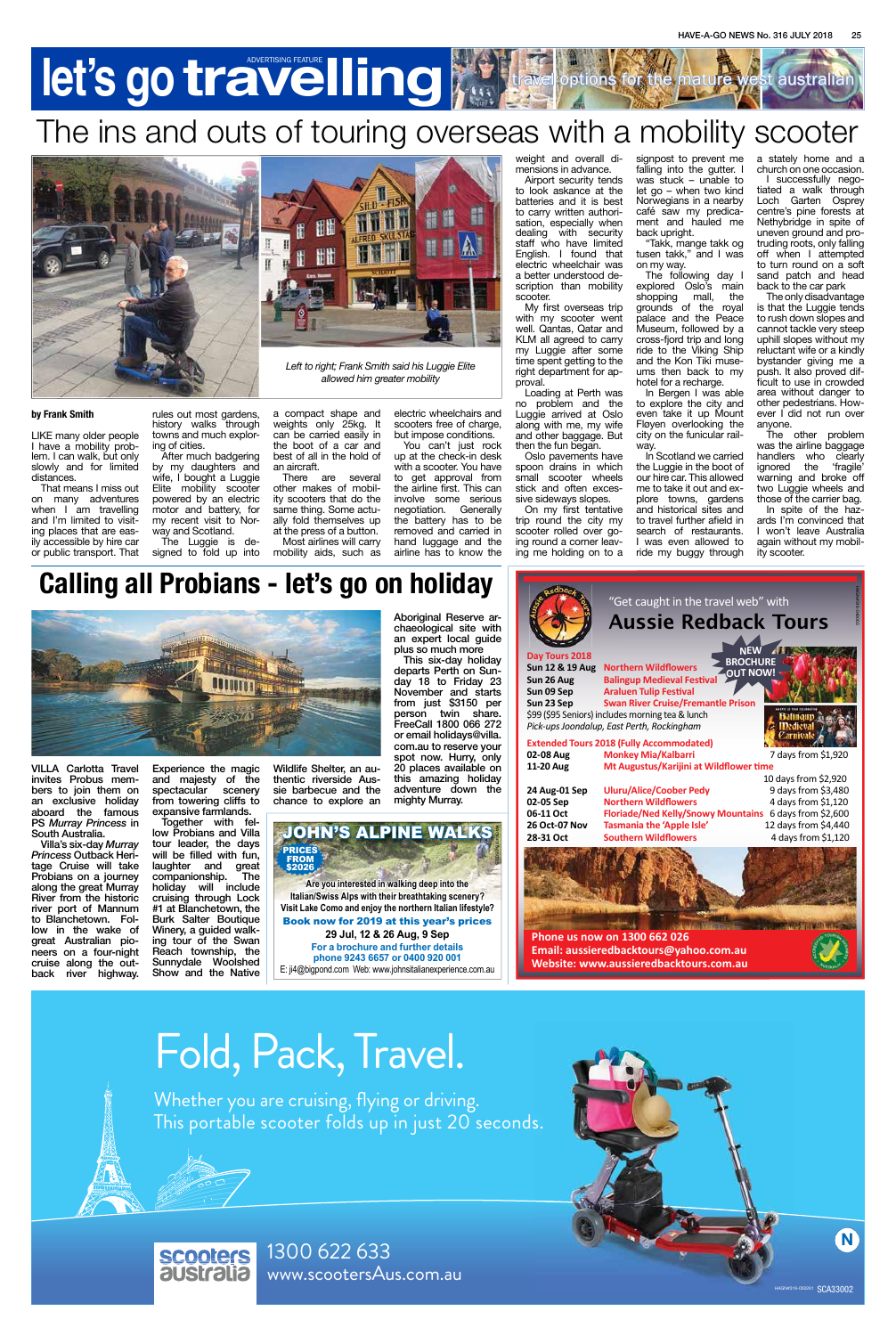ADVERTISING FEATURE

# let's go travelling

travel options for the mature west australian

## The ins and outs of touring overseas with a mobility scooter

*Left to right; Frank Smith said his Luggie Elite allowed him greater mobility*

**by Frank Smith**

LIKE many older people I have a mobility problem. I can walk, but only slowly and for limited distances.

That means I miss out on many adventures when I am travelling and I'm limited to visiting places that are easily accessible by hire car or public transport. That rules out most gardens, history walks through towns and much exploring of cities.

After much badgering by my daughters and wife, I bought a Luggie Elite mobility scooter powered by an electric motor and battery, for my recent visit to Norway and Scotland.

The Luggie is designed to fold up into a compact shape and weighs only 25kg. It can be carried easily in the boot of a car and best of all in the hold of an aircraft.

There are several other makes of mobility scooters that do the same thing. Some actually fold themselves up at the press of a button.

Most airlines will carry mobility aids, such as electric wheelchairs and scooters free of charge, but impose conditions.

You can't just rock up at the check-in desk with a scooter. You have to get approval from the airline first. This can involve some serious negotiation. Generally the battery has to be removed and carried in hand luggage and the airline has to know the weight and overall dimensions in advance.

Airport security tends to look askance at the batteries and it is best to carry written authorisation, especially when dealing with security staff who have limited English. I found that electric wheelchair was a better understood description than mobility scooter.

My first overseas trip with my scooter went well. Qantas, Qatar and KLM all agreed to carry my Luggie after some time spent getting to the right department for approval.

Loading at Perth was no problem and the Luggie arrived at Oslo along with me, my wife and other baggage. But then the fun began.

Oslo pavements have spoon drains in which small scooter wheels stick and often excessive sideways slopes.

On my first tentative trip round the city my scooter rolled over going round a corner leaving me holding on to a signpost to prevent me falling into the gutter. I was stuck – unable to let go – when two kind Norwegians in a nearby café saw my predicament and hauled me back upright.

"Takk, mange takk og tusen takk," and I was on my way.

The following day I explored Oslo's main shopping mall, the royal grounds of the royal palace and the Peace Museum, followed by a cross-fjord trip and long ride to the Viking Ship and the Kon Tiki museums then back to my hotel for a recharge.

In Bergen I was able to explore the city and even take it up Mount Floyen overlooking the city on the funicular railway.

In Scotland we carried the Luggie in the boot of our hire car. This allowed me to take it out and explore towns, gardens and historical sites and to travel further afield in search of restaurants. I was even allowed to ride my buggy through a stately home and a church on one occasion.

I successfully negotiated a walk through Loch Garten Osprey centre's pine forests at Nethybridge in spite of uneven ground and protruding roots, only falling off when I attempted to turn round on a soft sand patch and head back to the car park.

The only disadvantage is that the Luggie tends to rush down slopes and cannot tackle very steep uphill slopes without my reluctant wife or a kindly bystander giving me a push. It also proved difficult to use in crowded area without danger to other pedestrians. However I did not run over anyone.

The other problem was the airline baggage handlers who clearly ignored the 'fragile' warning and broke off two Luggie wheels and those of the carrier bag.

In spite of the hazards I'm convinced that I won't leave Australia again without my mobility scooter.

## Calling all Probians - let's go on holiday

VILLA Carlotta Travel invites Probus members to join them on an exclusive holiday aboard the famous PS *Murray Princess* in South Australia.

Villa's six-day *Murray Princess* Outback Heritage Cruise will take Probians on a journey along the great Murray River from the historic river port of Mannum to Blanchetown. Follow in the wake of great Australian pioneers on a four-night cruise along the outback river highway.

Experience the magic and majesty of the spectacular scenery from towering cliffs to expansive farmlands.

Together with fellow Probians and Villa tour leader, the days will be filled with fun, laughter and great companionship. The holiday will include cruising through Lock #1 at Blanchetown, the Burk Salter Boutique Winery, a guided walking tour of the Swan Reach township, the Sunnydale Woolshed Show and the Native Wildlife Shelter, an authentic riverside Aussie barbecue and the chance to explore an Aboriginal Reserve archaeological site with an expert local guide plus so much more.

This six-day holiday departs Perth on Sunday 18 to Friday 23 November and starts from just $3150 per person twin share. FreeCall 1800 066 272 or email holidays@villa.com.au to reserve your spot now. Hurry, only 20 places available on this amazing holiday adventure down the mighty Murray.

**JOHN'S ALPINE WALKS**

PRICES FROM $2026

Are you interested in walking deep into the Italian/Swiss Alps with their breathtaking scenery? Visit Lake Como and enjoy the northern Italian lifestyle?

**Book now for 2019 at this year's prices**

**29 Jul, 12 & 26 Aug, 9 Sep**

For a brochure and further details phone 9243 6657 or 0400 920 001

E: ji4@bigpond.com Web: www.johnsitalianexperience.com.au

**Aussie Redback Tours**

"Get caught in the travel web" with Aussie Redback Tours

NEW BROCHURE OUT NOW!

**Day Tours 2018**

| | |
|---|---|
| Sun 12 & 19 Aug | Northern Wildflowers |
| Sun 26 Aug | Balingup Medieval Festival |
| Sun 09 Sep | Araluen Tulip Festival |
| Sun 23 Sep | Swan River Cruise/Fremantle Prison |

$99 ($95 Seniors) includes morning tea & lunch

*Pick-ups Joondalup, East Perth, Rockingham*

**Extended Tours 2018 (Fully Accommodated)**

| | | |
|---|---|---|
| 02-08 Aug | Monkey Mia/Kalbarri | 7 days from $1,920 |
| 11-20 Aug | Mt Augustus/Karijini at Wildflower time | 10 days from $2,920 |
| 24 Aug-01 Sep | Uluru/Alice/Coober Pedy | 9 days from $3,480 |
| 02-05 Sep | Northern Wildflowers | 4 days from $1,120 |
| 06-11 Oct | Floriade/Ned Kelly/Snowy Mountains | 6 days from $2,600 |
| 26 Oct-07 Nov | Tasmania the 'Apple Isle' | 12 days from $4,440 |
| 28-31 Oct | Southern Wildflowers | 4 days from $1,120 |

Phone us now on 1300 662 026
Email: aussieredbacktours@yahoo.com.au
Website: www.aussieredbacktours.com.au

# Fold, Pack, Travel.

Whether you are cruising, flying or driving. This portable scooter folds up in just 20 seconds.

scooters australia

1300 622 633
www.scootersAus.com.au

SCA33002